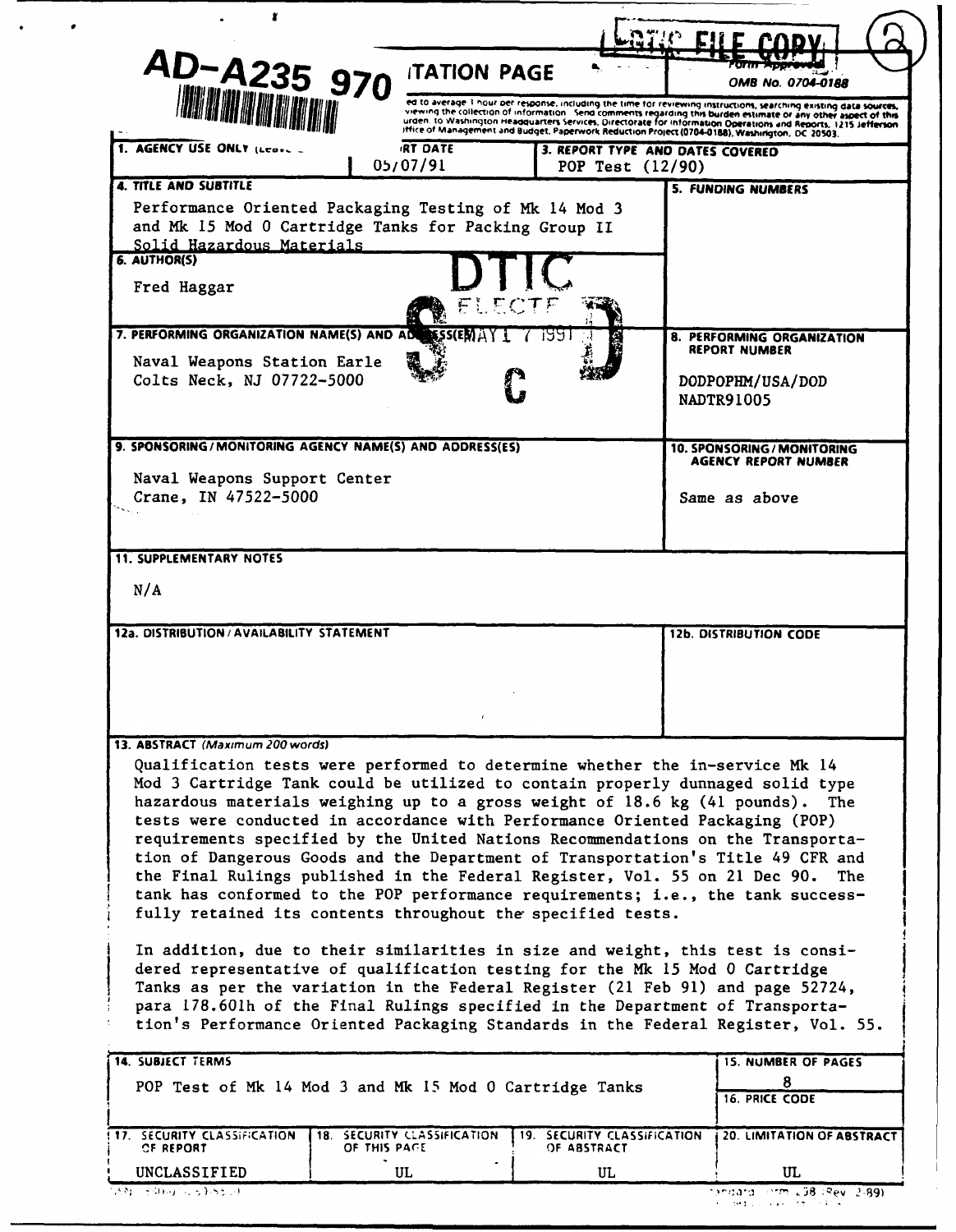AD-A235 970

DTIC FILE COPY

# REPORT DOCUMENTATION PAGE

Form Approved
OMB No. 0704-0188

...ed to average 1 hour per response, including the time for reviewing instructions, searching existing data sources, ...viewing the collection of information. Send comments regarding this burden estimate or any other aspect of this ...urden, to Washington Headquarters Services, Directorate for Information Operations and Reports, 1215 Jefferson ...ffice of Management and Budget, Paperwork Reduction Project (0704-0188), Washington, DC 20503.

| 1. AGENCY USE ONLY (Leave blank) | 2. REPORT DATE | 3. REPORT TYPE AND DATES COVERED |
|---|---|---|
| | 05/07/91 | POP Test (12/90) |

**4. TITLE AND SUBTITLE**

Performance Oriented Packaging Testing of Mk 14 Mod 3 and Mk 15 Mod 0 Cartridge Tanks for Packing Group II Solid Hazardous Materials

**5. FUNDING NUMBERS**

**6. AUTHOR(S)**

Fred Haggar

DTIC ELECTE MAY 17 1991 S C D

**7. PERFORMING ORGANIZATION NAME(S) AND ADDRESS(ES)**

Naval Weapons Station Earle
Colts Neck, NJ 07722-5000

**8. PERFORMING ORGANIZATION REPORT NUMBER**

DODPOPHM/USA/DOD
NADTR91005

**9. SPONSORING/MONITORING AGENCY NAME(S) AND ADDRESS(ES)**

Naval Weapons Support Center
Crane, IN 47522-5000

**10. SPONSORING/MONITORING AGENCY REPORT NUMBER**

Same as above

**11. SUPPLEMENTARY NOTES**

N/A

**12a. DISTRIBUTION/AVAILABILITY STATEMENT**

**12b. DISTRIBUTION CODE**

**13. ABSTRACT** *(Maximum 200 words)*

Qualification tests were performed to determine whether the in-service Mk 14 Mod 3 Cartridge Tank could be utilized to contain properly dunnaged solid type hazardous materials weighing up to a gross weight of 18.6 kg (41 pounds). The tests were conducted in accordance with Performance Oriented Packaging (POP) requirements specified by the United Nations Recommendations on the Transportation of Dangerous Goods and the Department of Transportation's Title 49 CFR and the Final Rulings published in the Federal Register, Vol. 55 on 21 Dec 90. The tank has conformed to the POP performance requirements; i.e., the tank successfully retained its contents throughout the specified tests.

In addition, due to their similarities in size and weight, this test is considered representative of qualification testing for the Mk 15 Mod 0 Cartridge Tanks as per the variation in the Federal Register (21 Feb 91) and page 52724, para 178.601h of the Final Rulings specified in the Department of Transportation's Performance Oriented Packaging Standards in the Federal Register, Vol. 55.

| 14. SUBJECT TERMS | 15. NUMBER OF PAGES |
|---|---|
| POP Test of Mk 14 Mod 3 and Mk 15 Mod 0 Cartridge Tanks | 8 |
| | 16. PRICE CODE |

| 17. SECURITY CLASSIFICATION OF REPORT | 18. SECURITY CLASSIFICATION OF THIS PAGE | 19. SECURITY CLASSIFICATION OF ABSTRACT | 20. LIMITATION OF ABSTRACT |
|---|---|---|---|
| UNCLASSIFIED | UL | UL | UL |

Standard Form 298 (Rev. 2-89)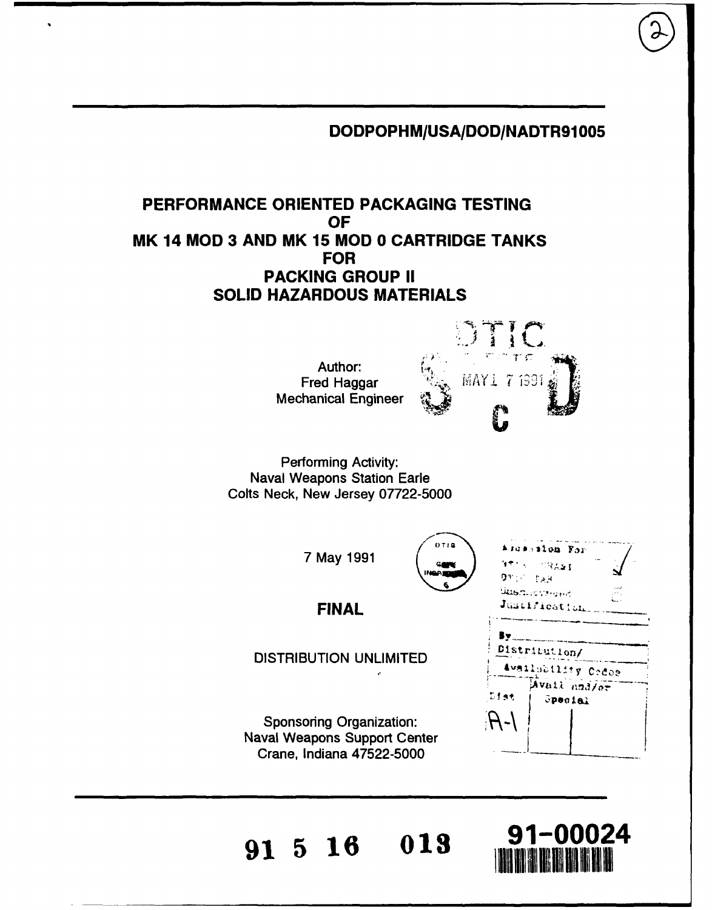DODPOPHM/USA/DOD/NADTR91005

# PERFORMANCE ORIENTED PACKAGING TESTING OF MK 14 MOD 3 AND MK 15 MOD 0 CARTRIDGE TANKS FOR PACKING GROUP II SOLID HAZARDOUS MATERIALS

Author:
Fred Haggar
Mechanical Engineer

Performing Activity:
Naval Weapons Station Earle
Colts Neck, New Jersey 07722-5000

7 May 1991

**FINAL**

DISTRIBUTION UNLIMITED

Sponsoring Organization:
Naval Weapons Support Center
Crane, Indiana 47522-5000

91 5 16 013

91-00024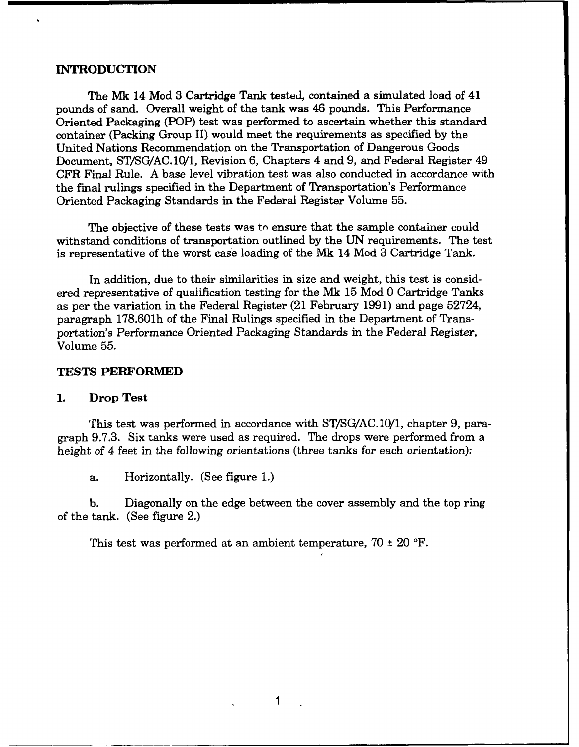## INTRODUCTION

The Mk 14 Mod 3 Cartridge Tank tested, contained a simulated load of 41 pounds of sand. Overall weight of the tank was 46 pounds. This Performance Oriented Packaging (POP) test was performed to ascertain whether this standard container (Packing Group II) would meet the requirements as specified by the United Nations Recommendation on the Transportation of Dangerous Goods Document, ST/SG/AC.10/1, Revision 6, Chapters 4 and 9, and Federal Register 49 CFR Final Rule. A base level vibration test was also conducted in accordance with the final rulings specified in the Department of Transportation's Performance Oriented Packaging Standards in the Federal Register Volume 55.

The objective of these tests was to ensure that the sample container could withstand conditions of transportation outlined by the UN requirements. The test is representative of the worst case loading of the Mk 14 Mod 3 Cartridge Tank.

In addition, due to their similarities in size and weight, this test is considered representative of qualification testing for the Mk 15 Mod 0 Cartridge Tanks as per the variation in the Federal Register (21 February 1991) and page 52724, paragraph 178.601h of the Final Rulings specified in the Department of Transportation's Performance Oriented Packaging Standards in the Federal Register, Volume 55.

## TESTS PERFORMED

### 1. Drop Test

This test was performed in accordance with ST/SG/AC.10/1, chapter 9, paragraph 9.7.3. Six tanks were used as required. The drops were performed from a height of 4 feet in the following orientations (three tanks for each orientation):

a. Horizontally. (See figure 1.)

b. Diagonally on the edge between the cover assembly and the top ring of the tank. (See figure 2.)

This test was performed at an ambient temperature, 70 ± 20 °F.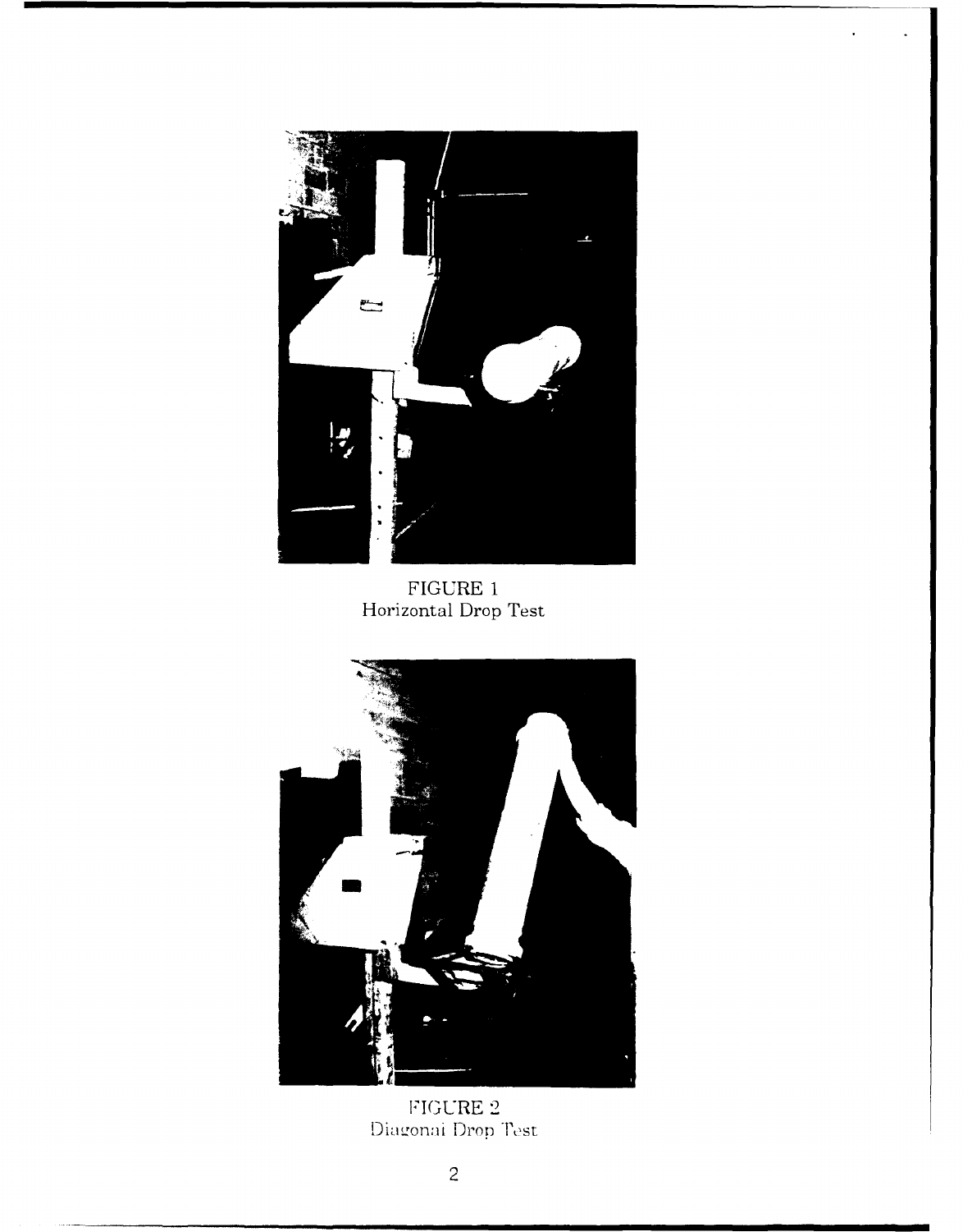FIGURE 1
Horizontal Drop Test

FIGURE 2
Diagonal Drop Test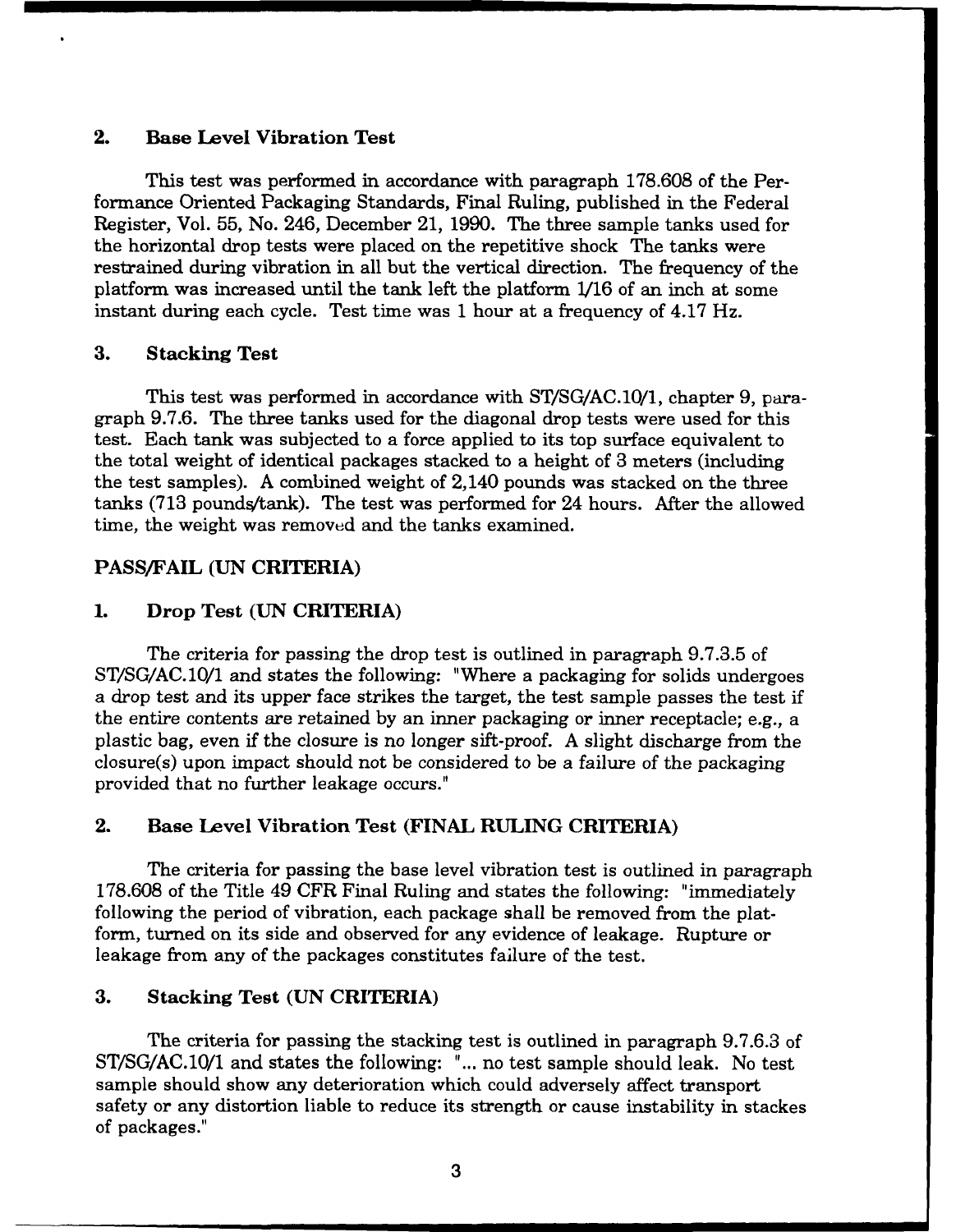## 2. Base Level Vibration Test

This test was performed in accordance with paragraph 178.608 of the Performance Oriented Packaging Standards, Final Ruling, published in the Federal Register, Vol. 55, No. 246, December 21, 1990. The three sample tanks used for the horizontal drop tests were placed on the repetitive shock The tanks were restrained during vibration in all but the vertical direction. The frequency of the platform was increased until the tank left the platform 1/16 of an inch at some instant during each cycle. Test time was 1 hour at a frequency of 4.17 Hz.

## 3. Stacking Test

This test was performed in accordance with ST/SG/AC.10/1, chapter 9, paragraph 9.7.6. The three tanks used for the diagonal drop tests were used for this test. Each tank was subjected to a force applied to its top surface equivalent to the total weight of identical packages stacked to a height of 3 meters (including the test samples). A combined weight of 2,140 pounds was stacked on the three tanks (713 pounds/tank). The test was performed for 24 hours. After the allowed time, the weight was removed and the tanks examined.

## PASS/FAIL (UN CRITERIA)

## 1. Drop Test (UN CRITERIA)

The criteria for passing the drop test is outlined in paragraph 9.7.3.5 of ST/SG/AC.10/1 and states the following: "Where a packaging for solids undergoes a drop test and its upper face strikes the target, the test sample passes the test if the entire contents are retained by an inner packaging or inner receptacle; e.g., a plastic bag, even if the closure is no longer sift-proof. A slight discharge from the closure(s) upon impact should not be considered to be a failure of the packaging provided that no further leakage occurs."

## 2. Base Level Vibration Test (FINAL RULING CRITERIA)

The criteria for passing the base level vibration test is outlined in paragraph 178.608 of the Title 49 CFR Final Ruling and states the following: "immediately following the period of vibration, each package shall be removed from the platform, turned on its side and observed for any evidence of leakage. Rupture or leakage from any of the packages constitutes failure of the test.

## 3. Stacking Test (UN CRITERIA)

The criteria for passing the stacking test is outlined in paragraph 9.7.6.3 of ST/SG/AC.10/1 and states the following: "... no test sample should leak. No test sample should show any deterioration which could adversely affect transport safety or any distortion liable to reduce its strength or cause instability in stackes of packages."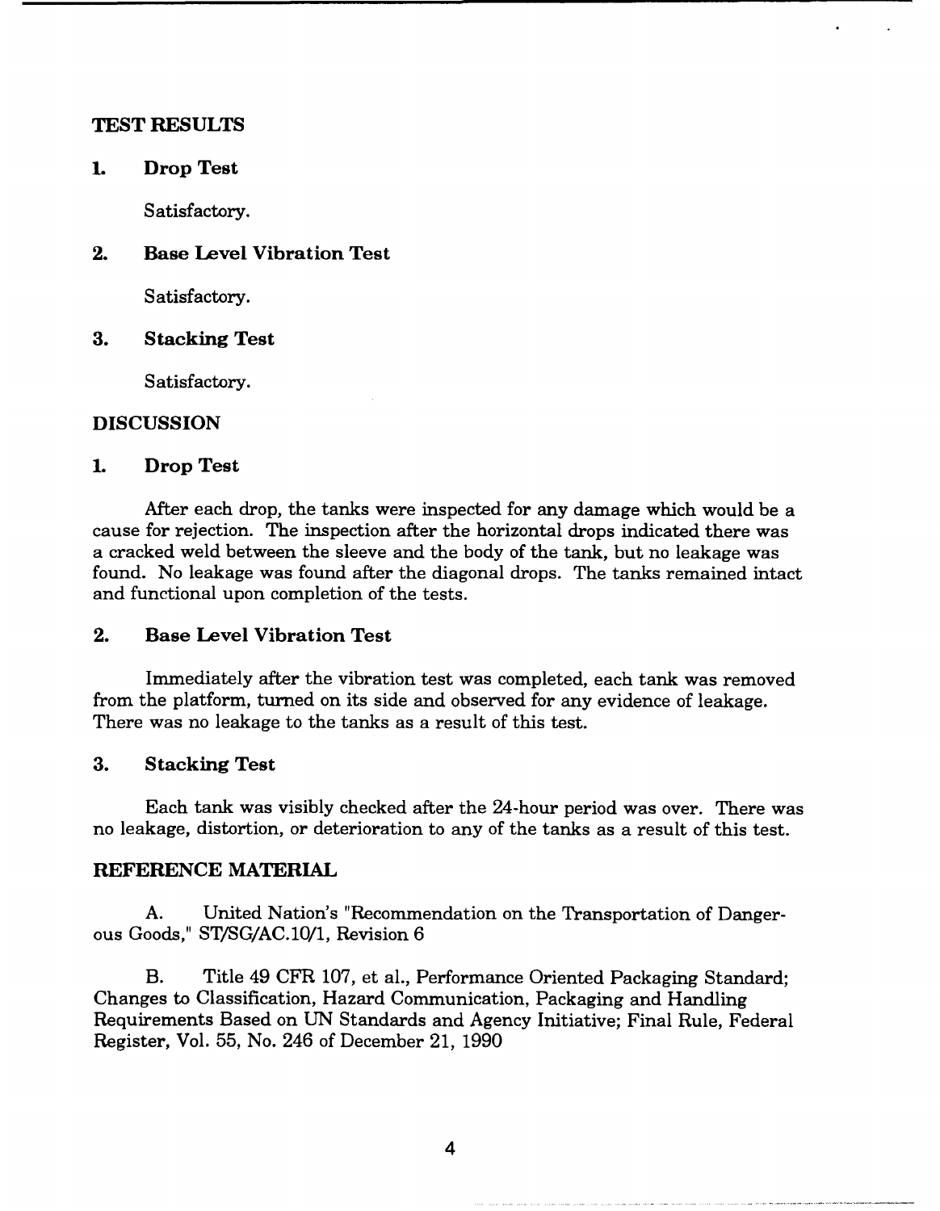## TEST RESULTS

### 1. Drop Test

Satisfactory.

### 2. Base Level Vibration Test

Satisfactory.

### 3. Stacking Test

Satisfactory.

## DISCUSSION

### 1. Drop Test

After each drop, the tanks were inspected for any damage which would be a cause for rejection. The inspection after the horizontal drops indicated there was a cracked weld between the sleeve and the body of the tank, but no leakage was found. No leakage was found after the diagonal drops. The tanks remained intact and functional upon completion of the tests.

### 2. Base Level Vibration Test

Immediately after the vibration test was completed, each tank was removed from the platform, turned on its side and observed for any evidence of leakage. There was no leakage to the tanks as a result of this test.

### 3. Stacking Test

Each tank was visibly checked after the 24-hour period was over. There was no leakage, distortion, or deterioration to any of the tanks as a result of this test.

## REFERENCE MATERIAL

A. United Nation's "Recommendation on the Transportation of Dangerous Goods," ST/SG/AC.10/1, Revision 6

B. Title 49 CFR 107, et al., Performance Oriented Packaging Standard; Changes to Classification, Hazard Communication, Packaging and Handling Requirements Based on UN Standards and Agency Initiative; Final Rule, Federal Register, Vol. 55, No. 246 of December 21, 1990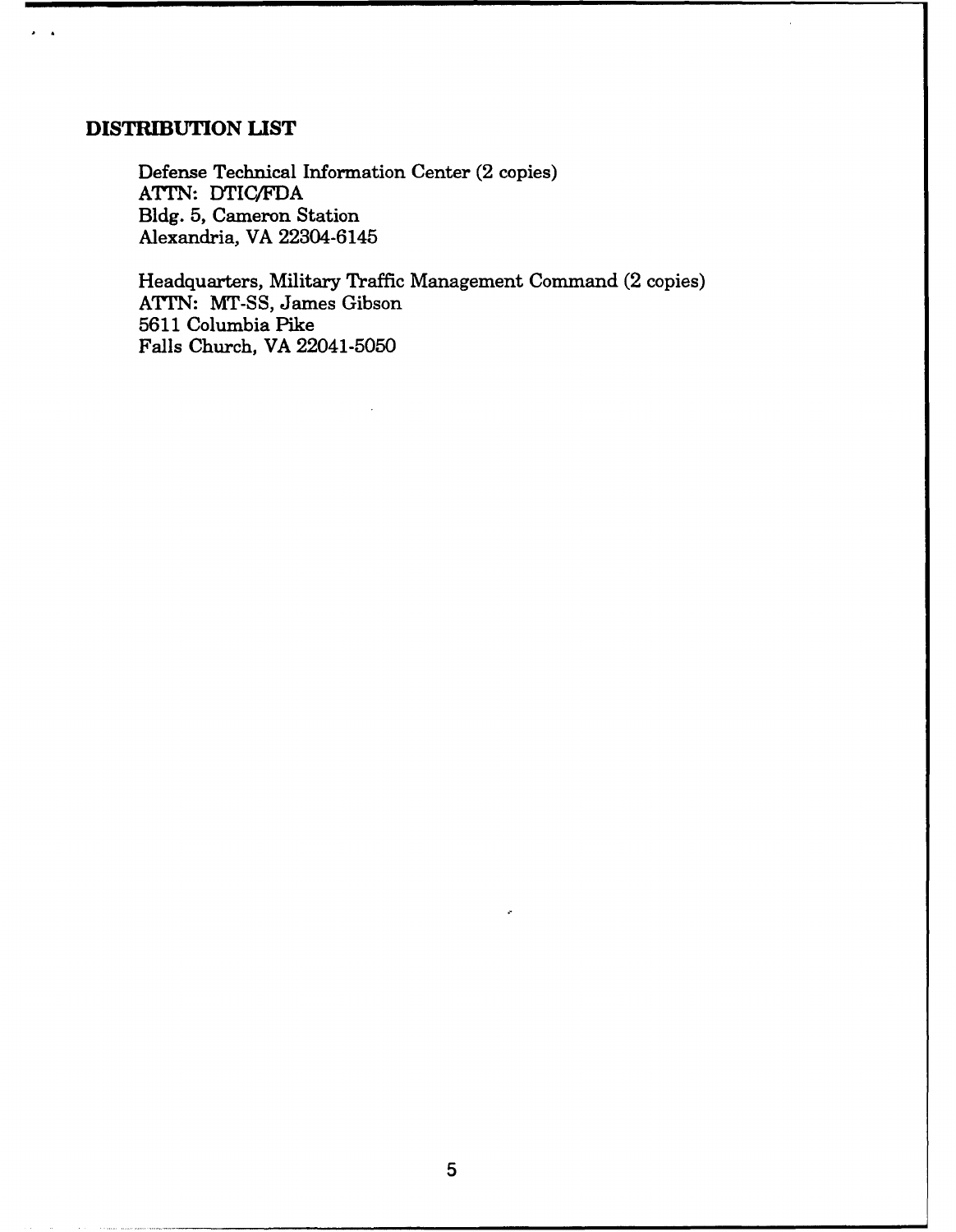## DISTRIBUTION LIST

Defense Technical Information Center (2 copies)
ATTN: DTIC/FDA
Bldg. 5, Cameron Station
Alexandria, VA 22304-6145

Headquarters, Military Traffic Management Command (2 copies)
ATTN: MT-SS, James Gibson
5611 Columbia Pike
Falls Church, VA 22041-5050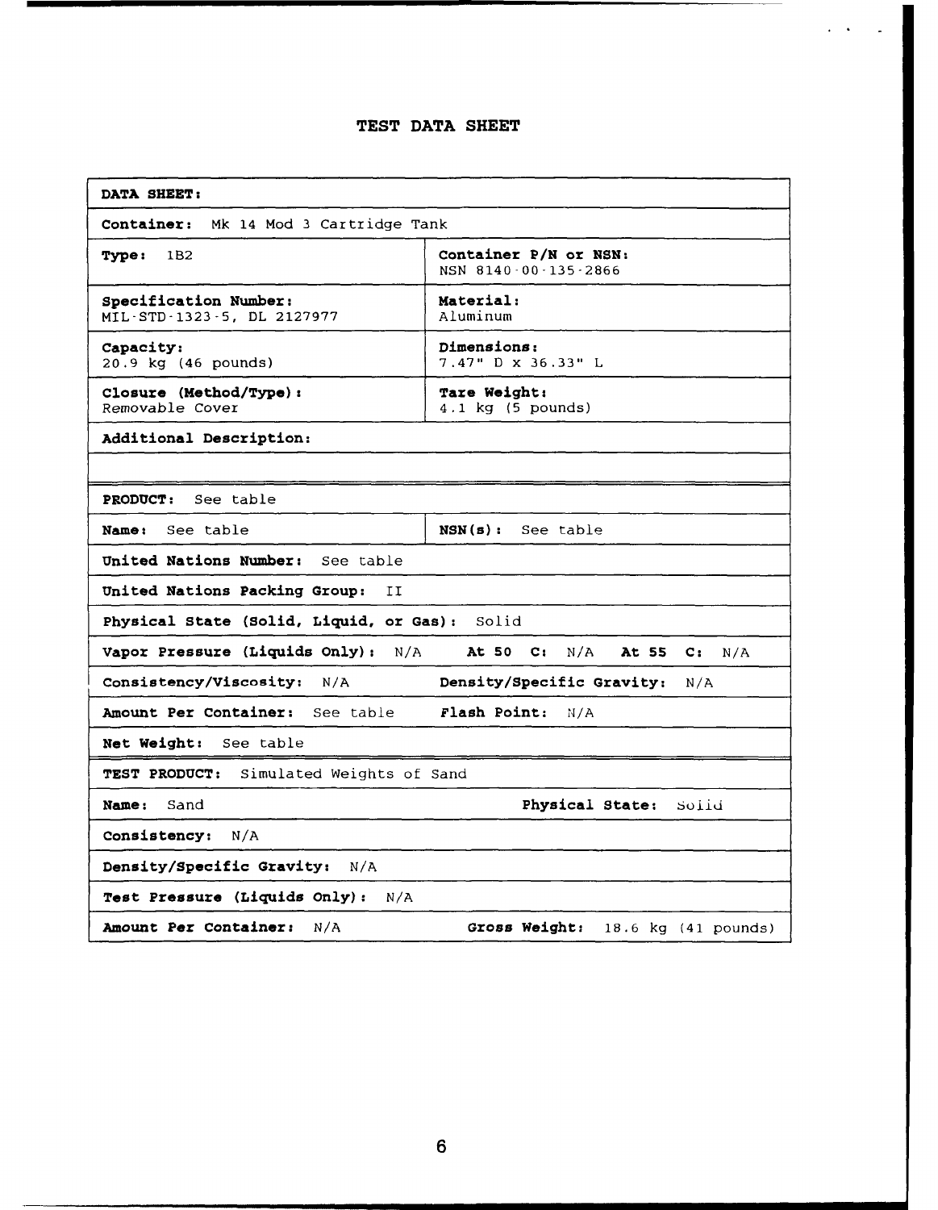# TEST DATA SHEET

| **DATA SHEET:** | |
|---|---|
| **Container:** Mk 14 Mod 3 Cartridge Tank | |
| **Type:** 1B2 | **Container P/N or NSN:** NSN 8140-00-135-2866 |
| **Specification Number:** MIL-STD-1323-5, DL 2127977 | **Material:** Aluminum |
| **Capacity:** 20.9 kg (46 pounds) | **Dimensions:** 7.47" D x 36.33" L |
| **Closure (Method/Type):** Removable Cover | **Tare Weight:** 4.1 kg (5 pounds) |
| **Additional Description:** | |
| | |
| **PRODUCT:** See table | |
| **Name:** See table | **NSN(s):** See table |
| **United Nations Number:** See table | |
| **United Nations Packing Group:** II | |
| **Physical State (Solid, Liquid, or Gas):** Solid | |
| **Vapor Pressure (Liquids Only):** N/A **At 50 C:** N/A **At 55 C:** N/A | |
| **Consistency/Viscosity:** N/A | **Density/Specific Gravity:** N/A |
| **Amount Per Container:** See table | **Flash Point:** N/A |
| **Net Weight:** See table | |
| **TEST PRODUCT:** Simulated Weights of Sand | |
| **Name:** Sand | **Physical State:** Solid |
| **Consistency:** N/A | |
| **Density/Specific Gravity:** N/A | |
| **Test Pressure (Liquids Only):** N/A | |
| **Amount Per Container:** N/A | **Gross Weight:** 18.6 kg (41 pounds) |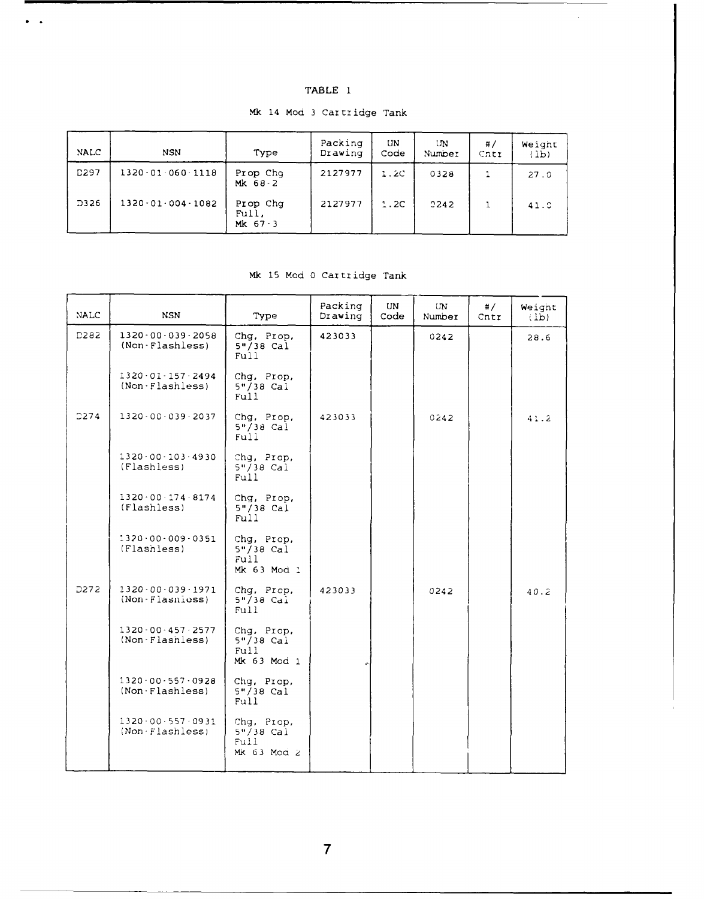TABLE 1

Mk 14 Mod 3 Cartridge Tank

| NALC | NSN | Type | Packing Drawing | UN Code | UN Number | #/ Cntr | Weight (lb) |
|---|---|---|---|---|---|---|---|
| D297 | 1320-01-060-1118 | Prop Chg Mk 68-2 | 2127977 | 1.2C | 0328 | 1 | 27.0 |
| D326 | 1320-01-004-1082 | Prop Chg Full, Mk 67-3 | 2127977 | 1.2C | 0242 | 1 | 41.0 |

Mk 15 Mod 0 Cartridge Tank

| NALC | NSN | Type | Packing Drawing | UN Code | UN Number | #/ Cntr | Weight (lb) |
|---|---|---|---|---|---|---|---|
| D282 | 1320-00-039-2058 (Non-Flashless) | Chg, Prop, 5"/38 Cal Full | 423033 | | 0242 | | 28.6 |
| | 1320-01-157-2494 (Non-Flashless) | Chg, Prop, 5"/38 Cal Full | | | | | |
| D274 | 1320-00-039-2037 | Chg, Prop, 5"/38 Cal Full | 423033 | | 0242 | | 41.2 |
| | 1320-00-103-4930 (Flashless) | Chg, Prop, 5"/38 Cal Full | | | | | |
| | 1320-00-174-8174 (Flashless) | Chg, Prop, 5"/38 Cal Full | | | | | |
| | 1320-00-009-0351 (Flashless) | Chg, Prop, 5"/38 Cal Full Mk 63 Mod 1 | | | | | |
| D272 | 1320-00-039-1971 (Non-Flashless) | Chg, Prop, 5"/38 Cal Full | 423033 | | 0242 | | 40.2 |
| | 1320-00-457-2577 (Non-Flashless) | Chg, Prop, 5"/38 Cal Full Mk 63 Mod 1 | | | | | |
| | 1320-00-557-0928 (Non-Flashless) | Chg, Prop, 5"/38 Cal Full | | | | | |
| | 1320-00-557-0931 (Non-Flashless) | Chg, Prop, 5"/38 Cal Full Mk 63 Mod 2 | | | | | |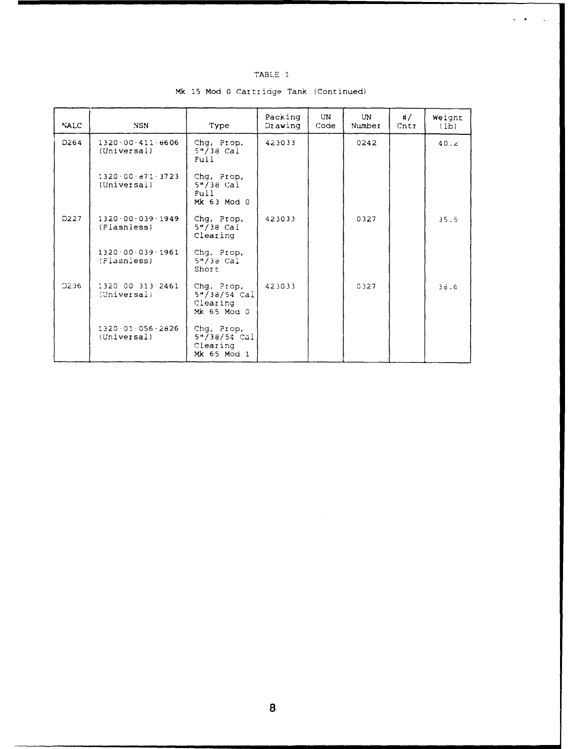TABLE 1

Mk 15 Mod 0 Cartridge Tank (Continued)

| NALC | NSN | Type | Packing Drawing | UN Code | UN Number | #/ Cntr | Weight (lb) |
|---|---|---|---|---|---|---|---|
| D264 | 1320-00-411-8606 (Universal) | Chg, Prop, 5"/38 Cal Full | 423033 | | 0242 | | 40.2 |
| | 1320-00-871-3723 (Universal) | Chg, Prop, 5"/38 Cal Full Mk 63 Mod 0 | | | | | |
| D227 | 1320-00-039-1949 (Flashless) | Chg, Prop, 5"/38 Cal Clearing | 423033 | | 0327 | | 35.5 |
| | 1320-00-039-1961 (Flashless) | Chg, Prop, 5"/38 Cal Short | | | | | |
| D296 | 1320-00-313-2461 (Universal) | Chg, Prop, 5"/38/54 Cal Clearing Mk 65 Mod 0 | 423033 | | 0327 | | 38.6 |
| | 1320-01-056-2826 (Universal) | Chg, Prop, 5"/38/54 Cal Clearing Mk 65 Mod 1 | | | | | |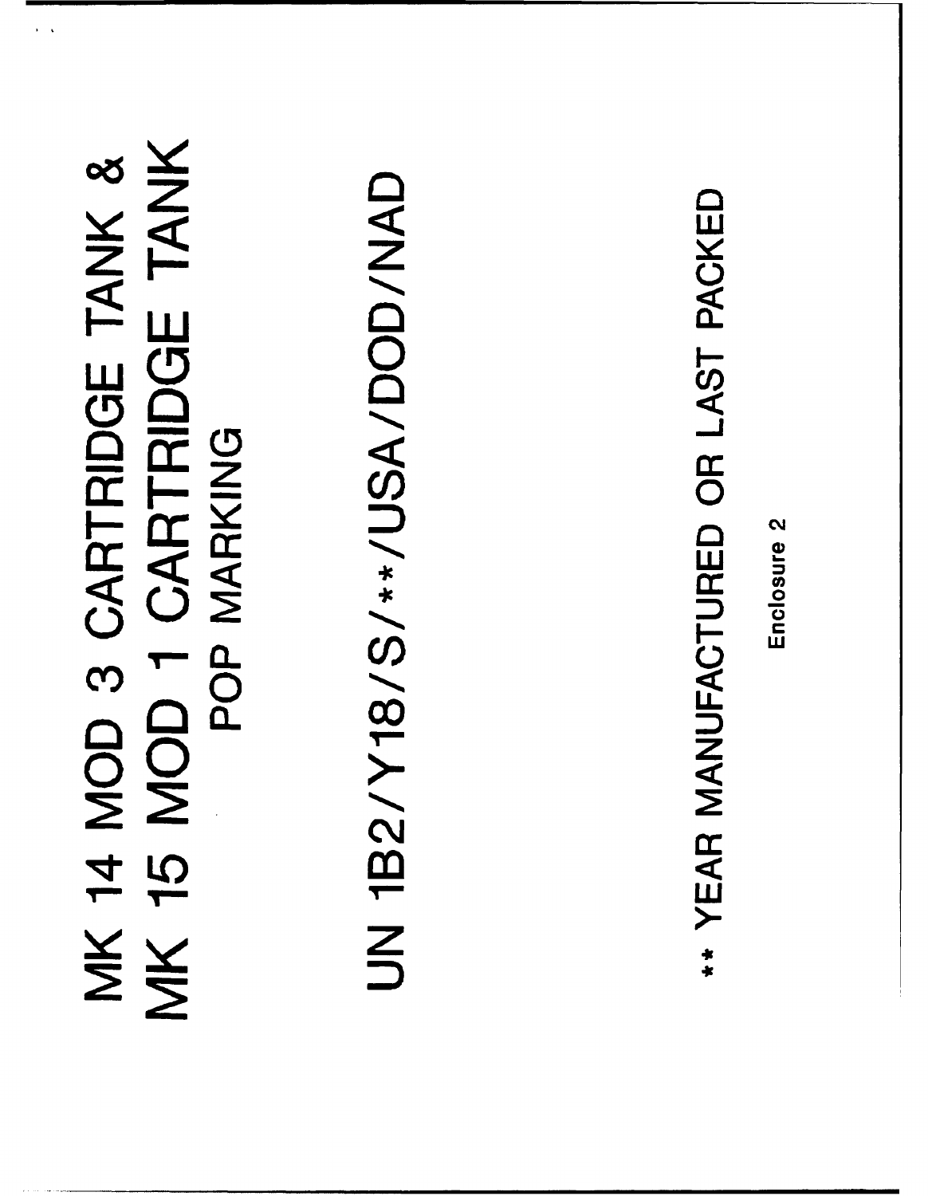# MK 14 MOD 3 CARTRIDGE TANK & MK 15 MOD 1 CARTRIDGE TANK

## POP MARKING

UN 1B2/Y18/S/**/USA/DOD/NAD

** YEAR MANUFACTURED OR LAST PACKED

Enclosure 2